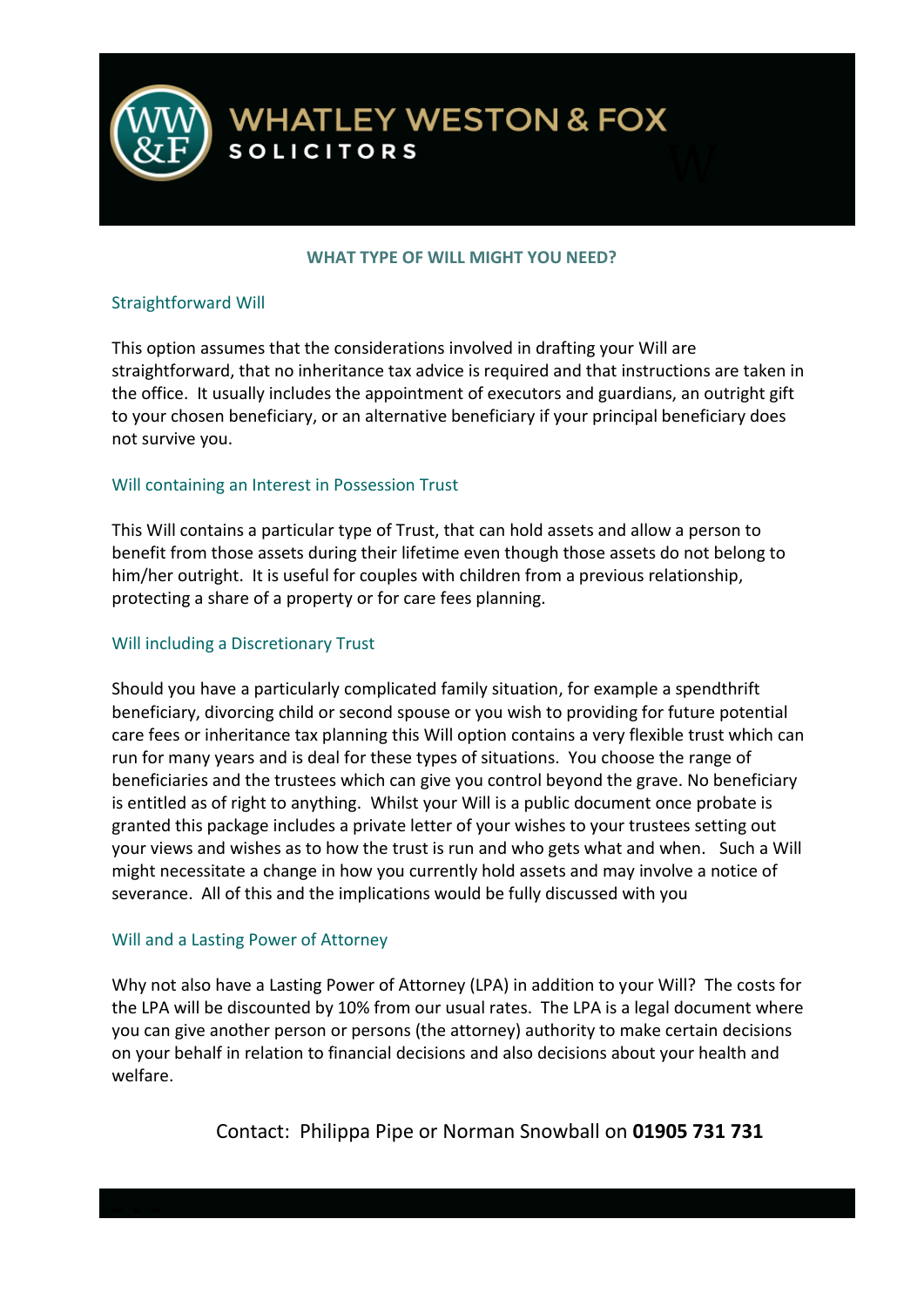# WHATLEY WESTON & FOX

**SOLICITORS**

## WHAT TYPE OF WILL MIGHT YOU NEED?

### Straightforward Will

This option assumes that the considerations involved in drafting your Will are straightforward, that no inheritance tax advice is required and that instructions are taken in the office. It usually includes the appointment of executors and guardians, an outright gift to your chosen beneficiary, or an alternative beneficiary if your principal beneficiary does not survive you.

### Will containing an Interest in Possession Trust

This Will contains a particular type of Trust, that can hold assets and allow a person to benefit from those assets during their lifetime even though those assets do not belong to him/her outright. It is useful for couples with children from a previous relationship, protecting a share of a property or for care fees planning.

### Will including a Discretionary Trust

Should you have a particularly complicated family situation, for example a spendthrift beneficiary, divorcing child or second spouse or you wish to providing for future potential care fees or inheritance tax planning this Will option contains a very flexible trust which can run for many years and is deal for these types of situations. You choose the range of beneficiaries and the trustees which can give you control beyond the grave. No beneficiary is entitled as of right to anything. Whilst your Will is a public document once probate is granted this package includes a private letter of your wishes to your trustees setting out your views and wishes as to how the trust is run and who gets what and when. Such a Will might necessitate a change in how you currently hold assets and may involve a notice of severance. All of this and the implications would be fully discussed with you

### Will and a Lasting Power of Attorney

Why not also have a Lasting Power of Attorney (LPA) in addition to your Will? The costs for the LPA will be discounted by 10% from our usual rates. The LPA is a legal document where you can give another person or persons (the attorney) authority to make certain decisions on your behalf in relation to financial decisions and also decisions about your health and welfare.

Contact: Philippa Pipe or Norman Snowball on **01905 731 731**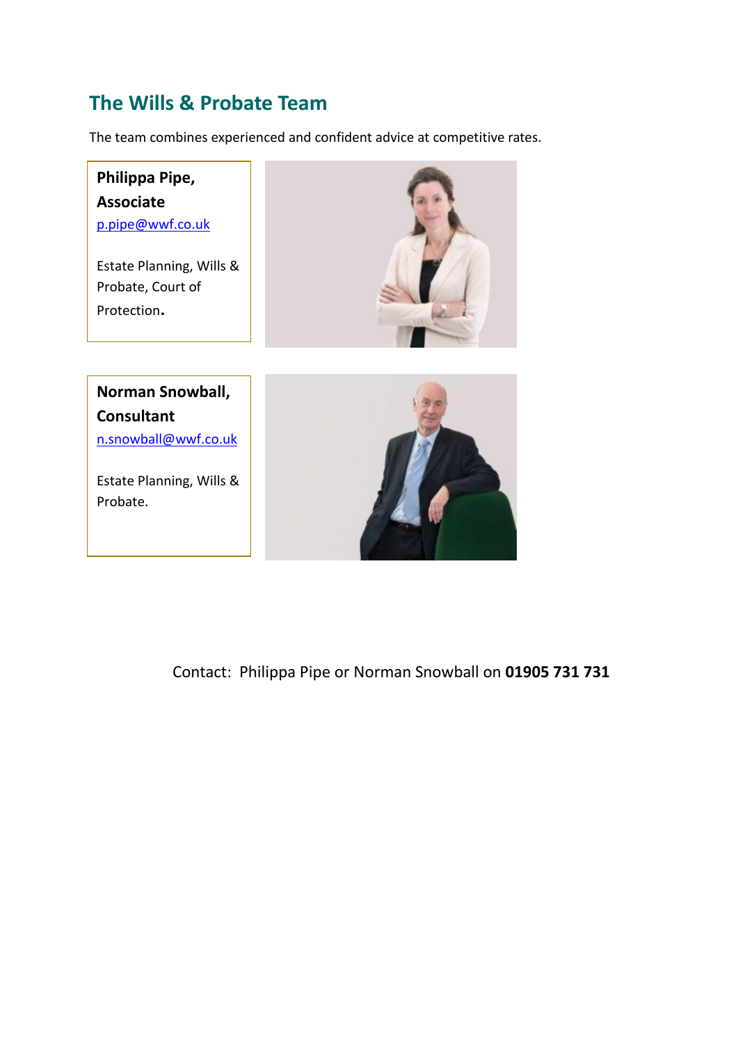## The Wills & Probate Team

The team combines experienced and confident advice at competitive rates.

**Philippa Pipe, Associate**
p.pipe@wwf.co.uk

Estate Planning, Wills & Probate, Court of Protection.

**Norman Snowball, Consultant**
n.snowball@wwf.co.uk

Estate Planning, Wills & Probate.

Contact: Philippa Pipe or Norman Snowball on **01905 731 731**